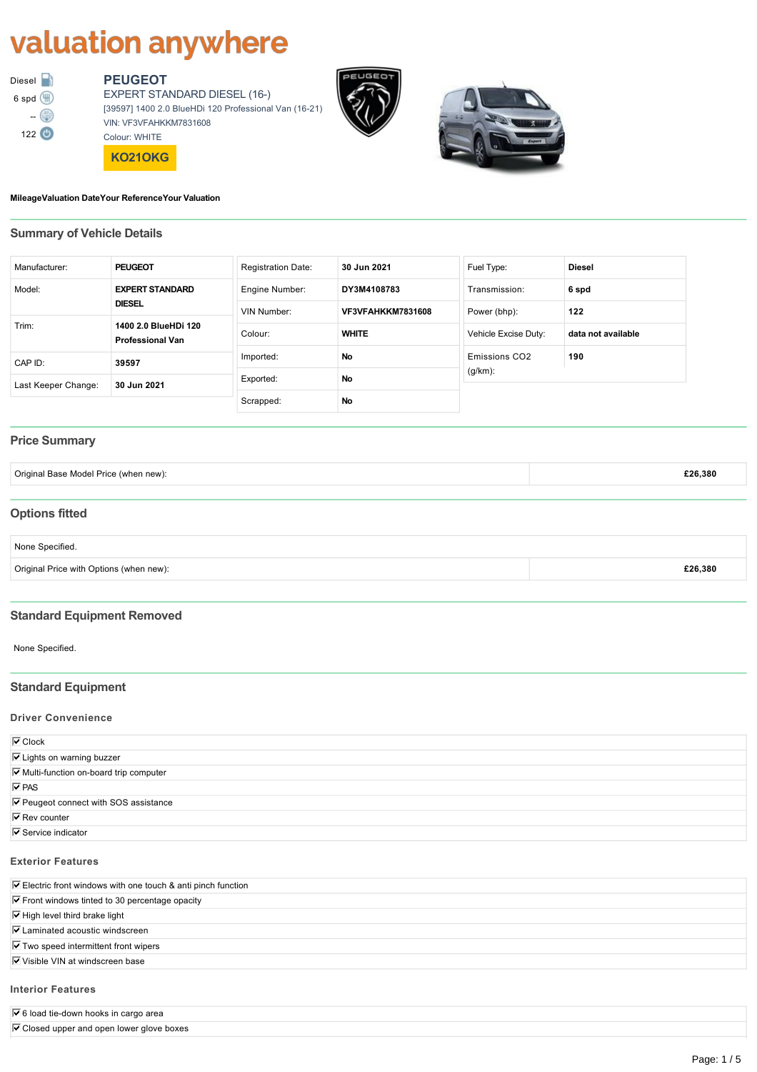# valuation anywhere

Diesel
6 spd
--
122

## PEUGEOT

EXPERT STANDARD DIESEL (16-)

[39597] 1400 2.0 BlueHDi 120 Professional Van (16-21)

VIN: VF3VFAHKKM7831608

Colour: WHITE

**KO21OKG**

**MileageValuation DateYour ReferenceYour Valuation**

## Summary of Vehicle Details

| | |
|---|---|
| Manufacturer: | **PEUGEOT** |
| Model: | **EXPERT STANDARD DIESEL** |
| Trim: | **1400 2.0 BlueHDi 120 Professional Van** |
| CAP ID: | **39597** |
| Last Keeper Change: | **30 Jun 2021** |

| | |
|---|---|
| Registration Date: | **30 Jun 2021** |
| Engine Number: | **DY3M4108783** |
| VIN Number: | **VF3VFAHKKM7831608** |
| Colour: | **WHITE** |
| Imported: | **No** |
| Exported: | **No** |
| Scrapped: | **No** |

| | |
|---|---|
| Fuel Type: | **Diesel** |
| Transmission: | **6 spd** |
| Power (bhp): | **122** |
| Vehicle Excise Duty: | **data not available** |
| Emissions CO2 (g/km): | **190** |

## Price Summary

| | |
|---|---|
| Original Base Model Price (when new): | **£26,380** |

## Options fitted

| | |
|---|---|
| None Specified. | |
| Original Price with Options (when new): | **£26,380** |

## Standard Equipment Removed

None Specified.

## Standard Equipment

### Driver Convenience

- ☑ Clock
- ☑ Lights on warning buzzer
- ☑ Multi-function on-board trip computer
- ☑ PAS
- ☑ Peugeot connect with SOS assistance
- ☑ Rev counter
- ☑ Service indicator

### Exterior Features

- ☑ Electric front windows with one touch & anti pinch function
- ☑ Front windows tinted to 30 percentage opacity
- ☑ High level third brake light
- ☑ Laminated acoustic windscreen
- ☑ Two speed intermittent front wipers
- ☑ Visible VIN at windscreen base

### Interior Features

- ☑ 6 load tie-down hooks in cargo area
- ☑ Closed upper and open lower glove boxes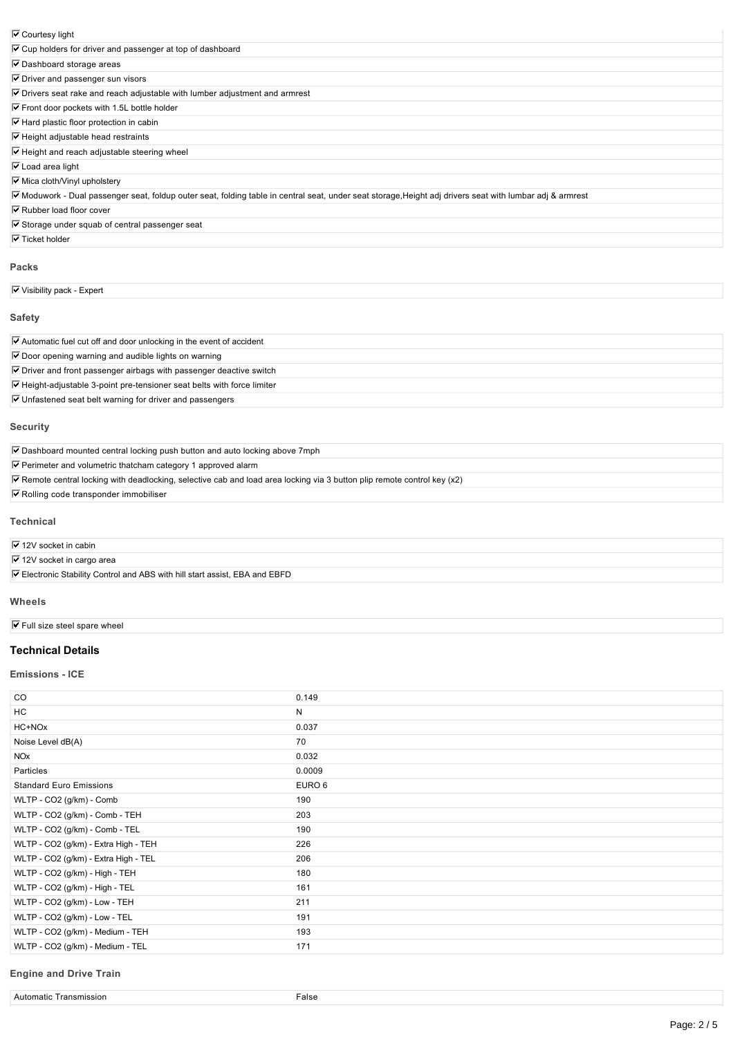- ☑ Courtesy light
- ☑ Cup holders for driver and passenger at top of dashboard
- ☑ Dashboard storage areas
- ☑ Driver and passenger sun visors
- ☑ Drivers seat rake and reach adjustable with lumber adjustment and armrest
- ☑ Front door pockets with 1.5L bottle holder
- ☑ Hard plastic floor protection in cabin
- ☑ Height adjustable head restraints
- ☑ Height and reach adjustable steering wheel
- ☑ Load area light
- ☑ Mica cloth/Vinyl upholstery
- ☑ Moduwork - Dual passenger seat, foldup outer seat, folding table in central seat, under seat storage,Height adj drivers seat with lumbar adj & armrest
- ☑ Rubber load floor cover
- ☑ Storage under squab of central passenger seat
- ☑ Ticket holder

### Packs

- ☑ Visibility pack - Expert

### Safety

- ☑ Automatic fuel cut off and door unlocking in the event of accident
- ☑ Door opening warning and audible lights on warning
- ☑ Driver and front passenger airbags with passenger deactive switch
- ☑ Height-adjustable 3-point pre-tensioner seat belts with force limiter
- ☑ Unfastened seat belt warning for driver and passengers

### Security

- ☑ Dashboard mounted central locking push button and auto locking above 7mph
- ☑ Perimeter and volumetric thatcham category 1 approved alarm
- ☑ Remote central locking with deadlocking, selective cab and load area locking via 3 button plip remote control key (x2)
- ☑ Rolling code transponder immobiliser

### Technical

- ☑ 12V socket in cabin
- ☑ 12V socket in cargo area
- ☑ Electronic Stability Control and ABS with hill start assist, EBA and EBFD

### Wheels

- ☑ Full size steel spare wheel

## Technical Details

### Emissions - ICE

| | |
|---|---|
| CO | 0.149 |
| HC | N |
| HC+NOx | 0.037 |
| Noise Level dB(A) | 70 |
| NOx | 0.032 |
| Particles | 0.0009 |
| Standard Euro Emissions | EURO 6 |
| WLTP - CO2 (g/km) - Comb | 190 |
| WLTP - CO2 (g/km) - Comb - TEH | 203 |
| WLTP - CO2 (g/km) - Comb - TEL | 190 |
| WLTP - CO2 (g/km) - Extra High - TEH | 226 |
| WLTP - CO2 (g/km) - Extra High - TEL | 206 |
| WLTP - CO2 (g/km) - High - TEH | 180 |
| WLTP - CO2 (g/km) - High - TEL | 161 |
| WLTP - CO2 (g/km) - Low - TEH | 211 |
| WLTP - CO2 (g/km) - Low - TEL | 191 |
| WLTP - CO2 (g/km) - Medium - TEH | 193 |
| WLTP - CO2 (g/km) - Medium - TEL | 171 |

### Engine and Drive Train

| | |
|---|---|
| Automatic Transmission | False |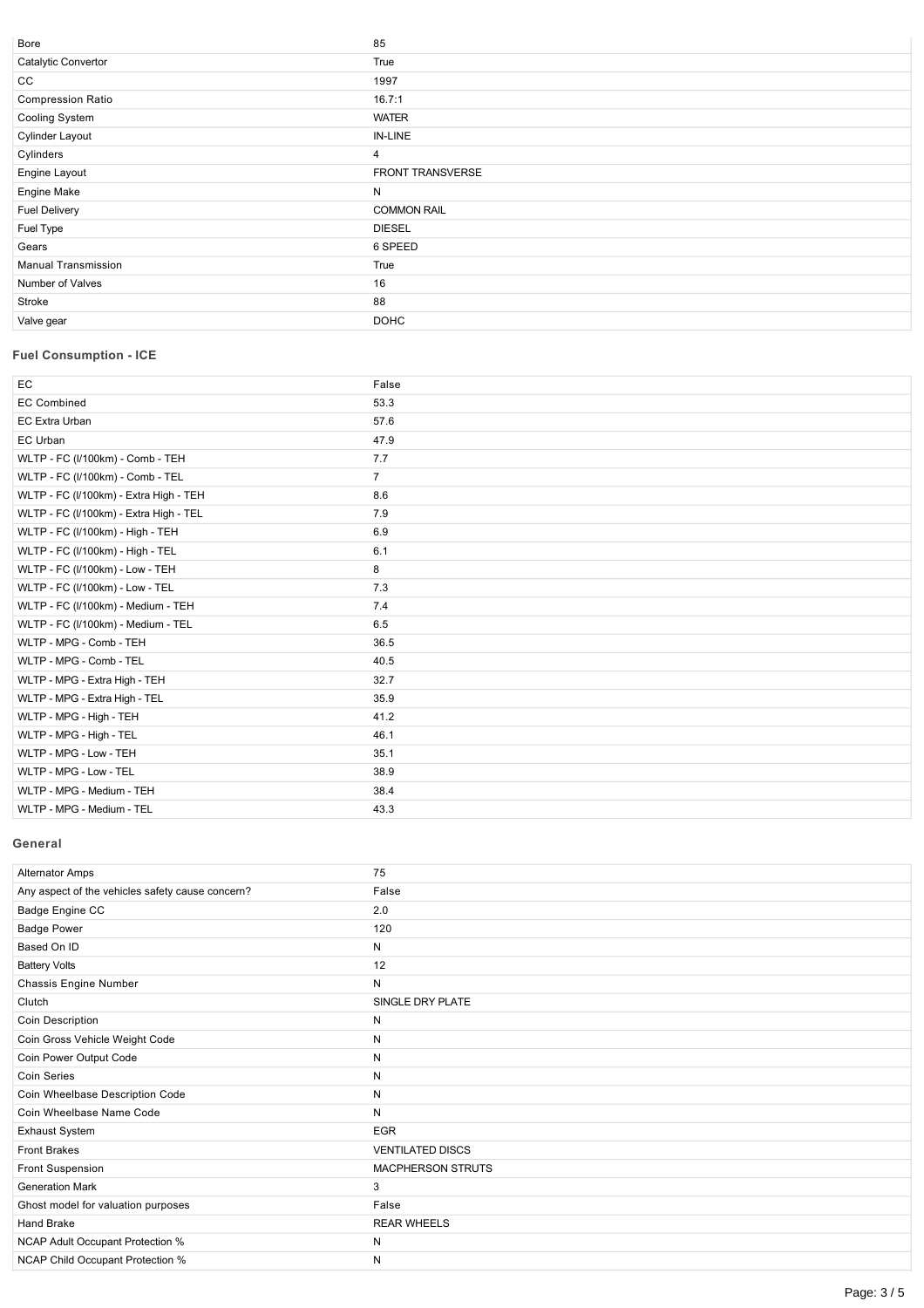| | |
|---|---|
| Bore | 85 |
| Catalytic Convertor | True |
| CC | 1997 |
| Compression Ratio | 16.7:1 |
| Cooling System | WATER |
| Cylinder Layout | IN-LINE |
| Cylinders | 4 |
| Engine Layout | FRONT TRANSVERSE |
| Engine Make | N |
| Fuel Delivery | COMMON RAIL |
| Fuel Type | DIESEL |
| Gears | 6 SPEED |
| Manual Transmission | True |
| Number of Valves | 16 |
| Stroke | 88 |
| Valve gear | DOHC |

### Fuel Consumption - ICE

| | |
|---|---|
| EC | False |
| EC Combined | 53.3 |
| EC Extra Urban | 57.6 |
| EC Urban | 47.9 |
| WLTP - FC (l/100km) - Comb - TEH | 7.7 |
| WLTP - FC (l/100km) - Comb - TEL | 7 |
| WLTP - FC (l/100km) - Extra High - TEH | 8.6 |
| WLTP - FC (l/100km) - Extra High - TEL | 7.9 |
| WLTP - FC (l/100km) - High - TEH | 6.9 |
| WLTP - FC (l/100km) - High - TEL | 6.1 |
| WLTP - FC (l/100km) - Low - TEH | 8 |
| WLTP - FC (l/100km) - Low - TEL | 7.3 |
| WLTP - FC (l/100km) - Medium - TEH | 7.4 |
| WLTP - FC (l/100km) - Medium - TEL | 6.5 |
| WLTP - MPG - Comb - TEH | 36.5 |
| WLTP - MPG - Comb - TEL | 40.5 |
| WLTP - MPG - Extra High - TEH | 32.7 |
| WLTP - MPG - Extra High - TEL | 35.9 |
| WLTP - MPG - High - TEH | 41.2 |
| WLTP - MPG - High - TEL | 46.1 |
| WLTP - MPG - Low - TEH | 35.1 |
| WLTP - MPG - Low - TEL | 38.9 |
| WLTP - MPG - Medium - TEH | 38.4 |
| WLTP - MPG - Medium - TEL | 43.3 |

### General

| | |
|---|---|
| Alternator Amps | 75 |
| Any aspect of the vehicles safety cause concern? | False |
| Badge Engine CC | 2.0 |
| Badge Power | 120 |
| Based On ID | N |
| Battery Volts | 12 |
| Chassis Engine Number | N |
| Clutch | SINGLE DRY PLATE |
| Coin Description | N |
| Coin Gross Vehicle Weight Code | N |
| Coin Power Output Code | N |
| Coin Series | N |
| Coin Wheelbase Description Code | N |
| Coin Wheelbase Name Code | N |
| Exhaust System | EGR |
| Front Brakes | VENTILATED DISCS |
| Front Suspension | MACPHERSON STRUTS |
| Generation Mark | 3 |
| Ghost model for valuation purposes | False |
| Hand Brake | REAR WHEELS |
| NCAP Adult Occupant Protection % | N |
| NCAP Child Occupant Protection % | N |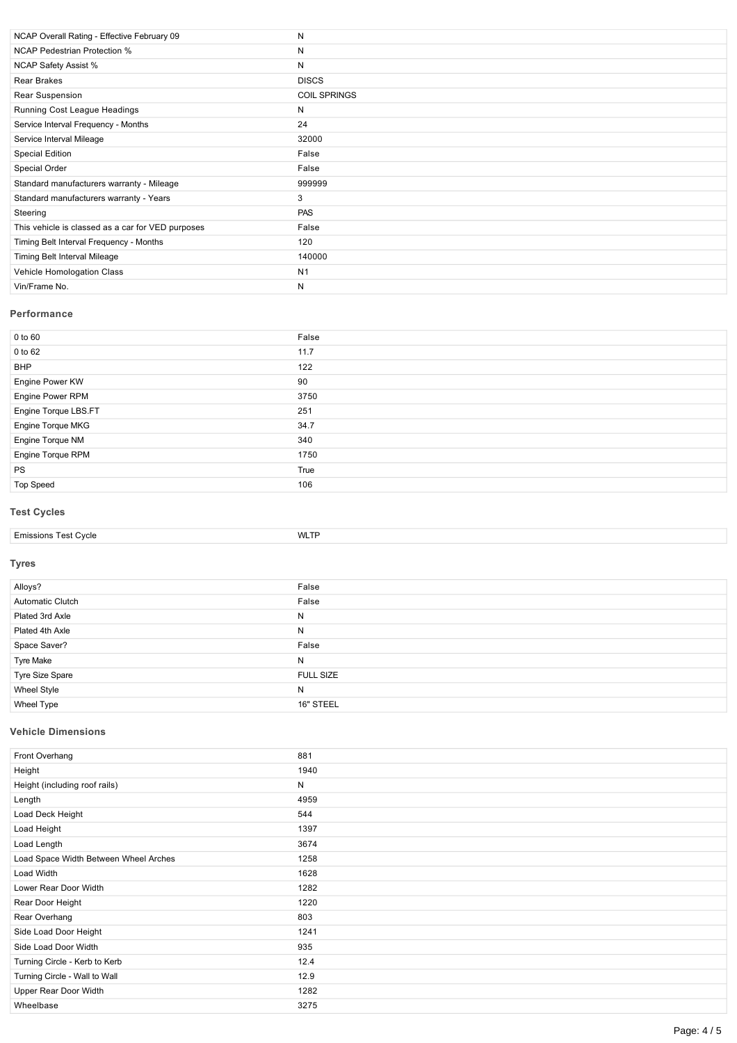| | |
|---|---|
| NCAP Overall Rating - Effective February 09 | N |
| NCAP Pedestrian Protection % | N |
| NCAP Safety Assist % | N |
| Rear Brakes | DISCS |
| Rear Suspension | COIL SPRINGS |
| Running Cost League Headings | N |
| Service Interval Frequency - Months | 24 |
| Service Interval Mileage | 32000 |
| Special Edition | False |
| Special Order | False |
| Standard manufacturers warranty - Mileage | 999999 |
| Standard manufacturers warranty - Years | 3 |
| Steering | PAS |
| This vehicle is classed as a car for VED purposes | False |
| Timing Belt Interval Frequency - Months | 120 |
| Timing Belt Interval Mileage | 140000 |
| Vehicle Homologation Class | N1 |
| Vin/Frame No. | N |

### Performance

| | |
|---|---|
| 0 to 60 | False |
| 0 to 62 | 11.7 |
| BHP | 122 |
| Engine Power KW | 90 |
| Engine Power RPM | 3750 |
| Engine Torque LBS.FT | 251 |
| Engine Torque MKG | 34.7 |
| Engine Torque NM | 340 |
| Engine Torque RPM | 1750 |
| PS | True |
| Top Speed | 106 |

### Test Cycles

| | |
|---|---|
| Emissions Test Cycle | WLTP |

### Tyres

| | |
|---|---|
| Alloys? | False |
| Automatic Clutch | False |
| Plated 3rd Axle | N |
| Plated 4th Axle | N |
| Space Saver? | False |
| Tyre Make | N |
| Tyre Size Spare | FULL SIZE |
| Wheel Style | N |
| Wheel Type | 16" STEEL |

### Vehicle Dimensions

| | |
|---|---|
| Front Overhang | 881 |
| Height | 1940 |
| Height (including roof rails) | N |
| Length | 4959 |
| Load Deck Height | 544 |
| Load Height | 1397 |
| Load Length | 3674 |
| Load Space Width Between Wheel Arches | 1258 |
| Load Width | 1628 |
| Lower Rear Door Width | 1282 |
| Rear Door Height | 1220 |
| Rear Overhang | 803 |
| Side Load Door Height | 1241 |
| Side Load Door Width | 935 |
| Turning Circle - Kerb to Kerb | 12.4 |
| Turning Circle - Wall to Wall | 12.9 |
| Upper Rear Door Width | 1282 |
| Wheelbase | 3275 |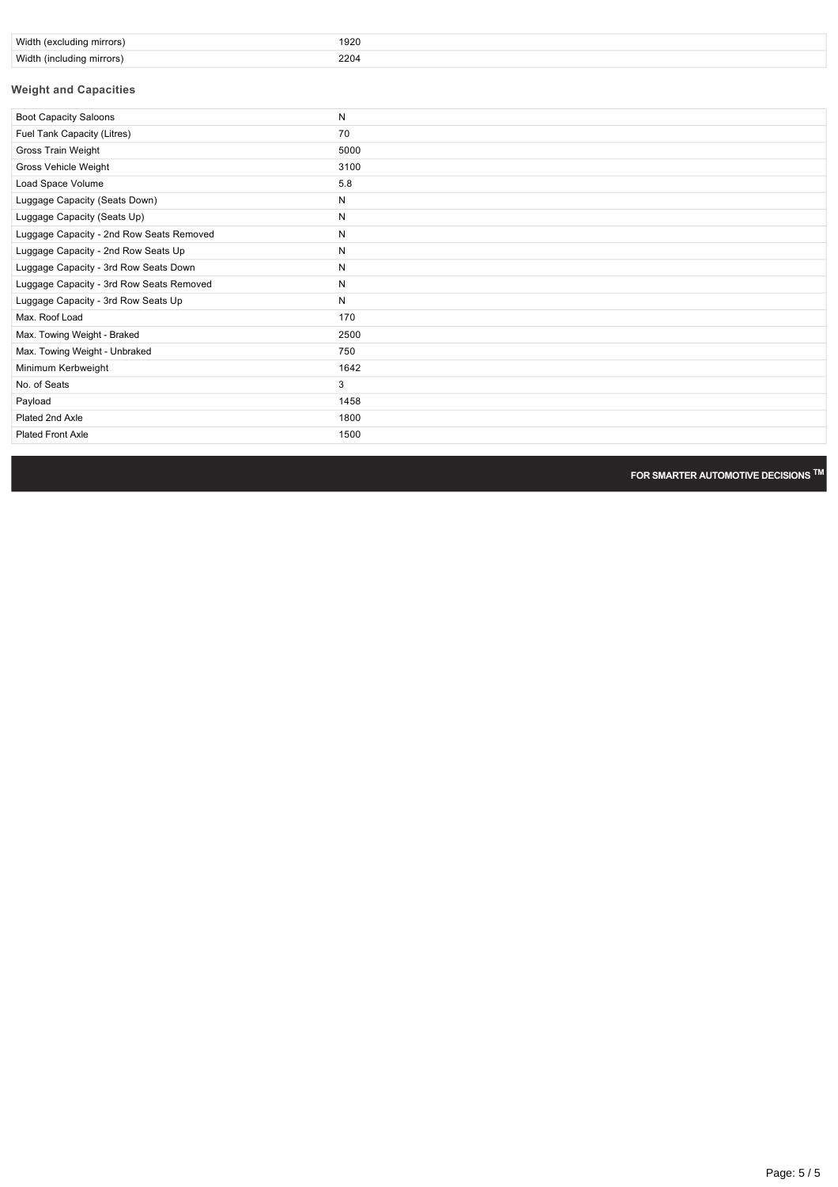| | |
|---|---|
| Width (excluding mirrors) | 1920 |
| Width (including mirrors) | 2204 |

### Weight and Capacities

| | |
|---|---|
| Boot Capacity Saloons | N |
| Fuel Tank Capacity (Litres) | 70 |
| Gross Train Weight | 5000 |
| Gross Vehicle Weight | 3100 |
| Load Space Volume | 5.8 |
| Luggage Capacity (Seats Down) | N |
| Luggage Capacity (Seats Up) | N |
| Luggage Capacity - 2nd Row Seats Removed | N |
| Luggage Capacity - 2nd Row Seats Up | N |
| Luggage Capacity - 3rd Row Seats Down | N |
| Luggage Capacity - 3rd Row Seats Removed | N |
| Luggage Capacity - 3rd Row Seats Up | N |
| Max. Roof Load | 170 |
| Max. Towing Weight - Braked | 2500 |
| Max. Towing Weight - Unbraked | 750 |
| Minimum Kerbweight | 1642 |
| No. of Seats | 3 |
| Payload | 1458 |
| Plated 2nd Axle | 1800 |
| Plated Front Axle | 1500 |

**FOR SMARTER AUTOMOTIVE DECISIONS ™**